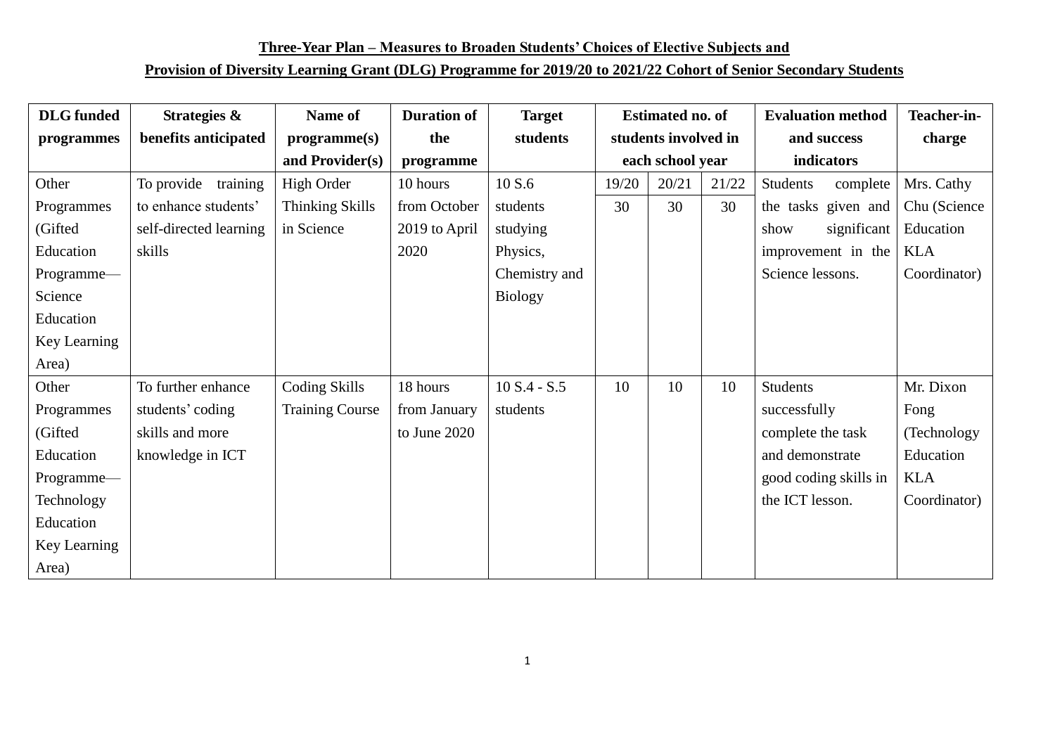**Three-Year Plan – Measures to Broaden Students' Choices of Elective Subjects and**

**Provision of Diversity Learning Grant (DLG) Programme for 2019/20 to 2021/22 Cohort of Senior Secondary Students**

| DLG funded programmes | Strategies & benefits anticipated | Name of programme(s) and Provider(s) | Duration of the programme | Target students | Estimated no. of students involved in each school year | | | Evaluation method and success indicators | Teacher-in-charge |
|---|---|---|---|---|---|---|---|---|---|
| | | | | | 19/20 | 20/21 | 21/22 | | |
| Other Programmes (Gifted Education Programme—Science Education Key Learning Area) | To provide training to enhance students' self-directed learning skills | High Order Thinking Skills in Science | 10 hours from October 2019 to April 2020 | 10 S.6 students studying Physics, Chemistry and Biology | 30 | 30 | 30 | Students complete the tasks given and show significant improvement in the Science lessons. | Mrs. Cathy Chu (Science Education KLA Coordinator) |
| Other Programmes (Gifted Education Programme—Technology Education Key Learning Area) | To further enhance students' coding skills and more knowledge in ICT | Coding Skills Training Course | 18 hours from January to June 2020 | 10 S.4 - S.5 students | 10 | 10 | 10 | Students successfully complete the task and demonstrate good coding skills in the ICT lesson. | Mr. Dixon Fong (Technology Education KLA Coordinator) |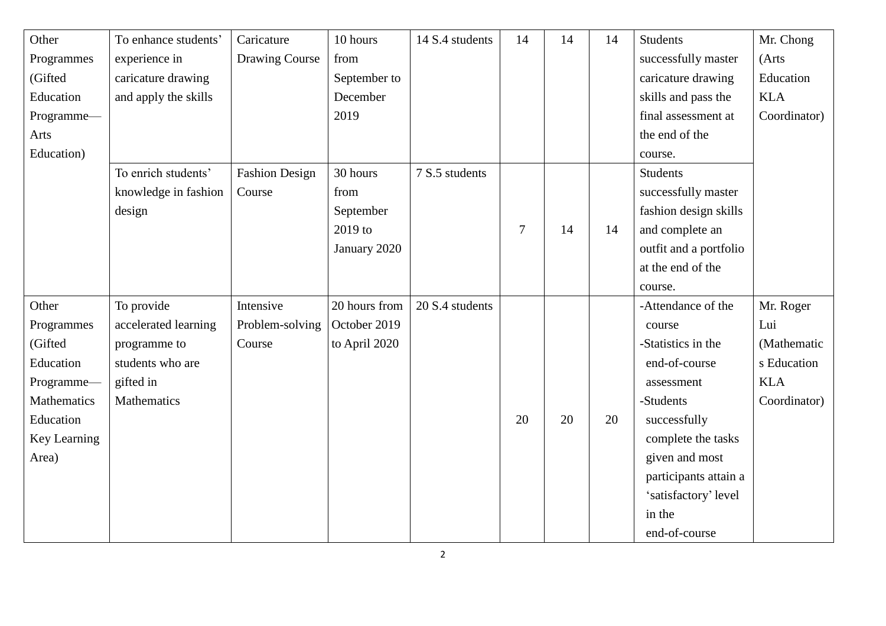| Other Programmes (Gifted Education Programme—Arts Education) | To enhance students' experience in caricature drawing and apply the skills | Caricature Drawing Course | 10 hours from September to December 2019 | 14 S.4 students | 14 | 14 | 14 | Students successfully master caricature drawing skills and pass the final assessment at the end of the course. | Mr. Chong (Arts Education KLA Coordinator) |
|---|---|---|---|---|---|---|---|---|---|
| | To enrich students' knowledge in fashion design | Fashion Design Course | 30 hours from September 2019 to January 2020 | 7 S.5 students | 7 | 14 | 14 | Students successfully master fashion design skills and complete an outfit and a portfolio at the end of the course. | |
| Other Programmes (Gifted Education Programme—Mathematics Education Key Learning Area) | To provide accelerated learning programme to students who are gifted in Mathematics | Intensive Problem-solving Course | 20 hours from October 2019 to April 2020 | 20 S.4 students | 20 | 20 | 20 | -Attendance of the course<br>-Statistics in the end-of-course assessment<br>-Students successfully complete the tasks given and most participants attain a 'satisfactory' level in the end-of-course | Mr. Roger Lui (Mathematics Education KLA Coordinator) |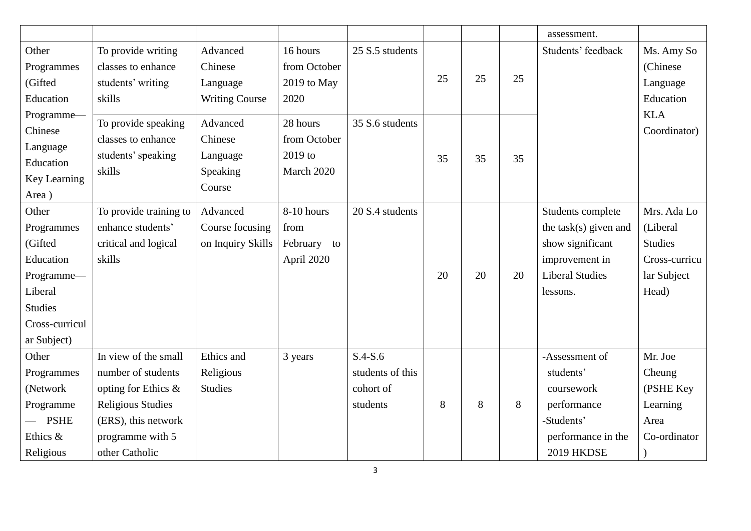| | | | | | | | | | |
|---|---|---|---|---|---|---|---|---|---|
| | | | | | | | | assessment. | |
| Other Programmes (Gifted Education Programme—Chinese Language Education Key Learning Area ) | To provide writing classes to enhance students' writing skills | Advanced Chinese Language Writing Course | 16 hours from October 2019 to May 2020 | 25 S.5 students | 25 | 25 | 25 | Students' feedback | Ms. Amy So (Chinese Language Education KLA Coordinator) |
| | To provide speaking classes to enhance students' speaking skills | Advanced Chinese Language Speaking Course | 28 hours from October 2019 to March 2020 | 35 S.6 students | 35 | 35 | 35 | | |
| Other Programmes (Gifted Education Programme—Liberal Studies Cross-curricular Subject) | To provide training to enhance students' critical and logical skills | Advanced Course focusing on Inquiry Skills | 8-10 hours from February to April 2020 | 20 S.4 students | 20 | 20 | 20 | Students complete the task(s) given and show significant improvement in Liberal Studies lessons. | Mrs. Ada Lo (Liberal Studies Cross-curricular Subject Head) |
| Other Programmes (Network Programme — PSHE Ethics & Religious | In view of the small number of students opting for Ethics & Religious Studies (ERS), this network programme with 5 other Catholic | Ethics and Religious Studies | 3 years | S.4-S.6 students of this cohort of students | 8 | 8 | 8 | -Assessment of students' coursework performance<br>-Students' performance in the 2019 HKDSE | Mr. Joe Cheung (PSHE Key Learning Area Co-ordinator ) |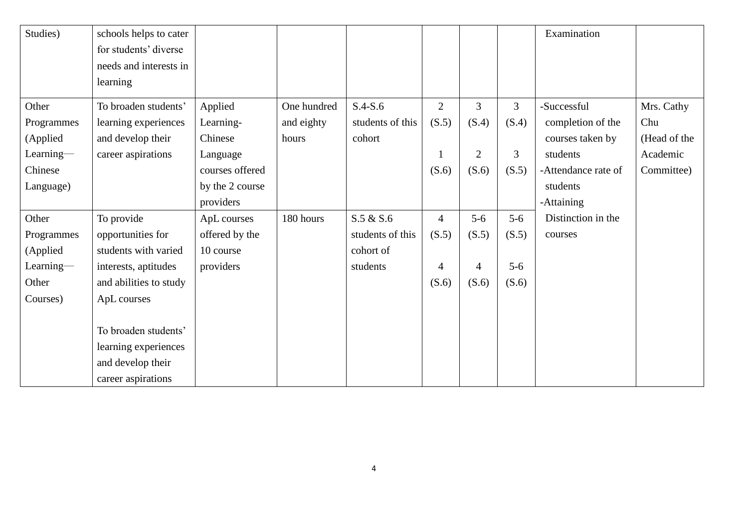| | | | | | | | | | |
|---|---|---|---|---|---|---|---|---|---|
| Studies) | schools helps to cater for students' diverse needs and interests in learning | | | | | | | Examination | |
| Other Programmes (Applied Learning— Chinese Language) | To broaden students' learning experiences and develop their career aspirations | Applied Learning- Chinese Language courses offered by the 2 course providers | One hundred and eighty hours | S.4-S.6 students of this cohort | 2 (S.5)<br><br>1 (S.6) | 3 (S.4)<br><br>2 (S.6) | 3 (S.4)<br><br>3 (S.5) | -Successful completion of the courses taken by students<br>-Attendance rate of students<br>-Attaining Distinction in the courses | Mrs. Cathy Chu (Head of the Academic Committee) |
| Other Programmes (Applied Learning— Other Courses) | To provide opportunities for students with varied interests, aptitudes and abilities to study ApL courses<br><br>To broaden students' learning experiences and develop their career aspirations | ApL courses offered by the 10 course providers | 180 hours | S.5 & S.6 students of this cohort of students | 4 (S.5)<br><br>4 (S.6) | 5-6 (S.5)<br><br>4 (S.6) | 5-6 (S.5)<br><br>5-6 (S.6) | | |